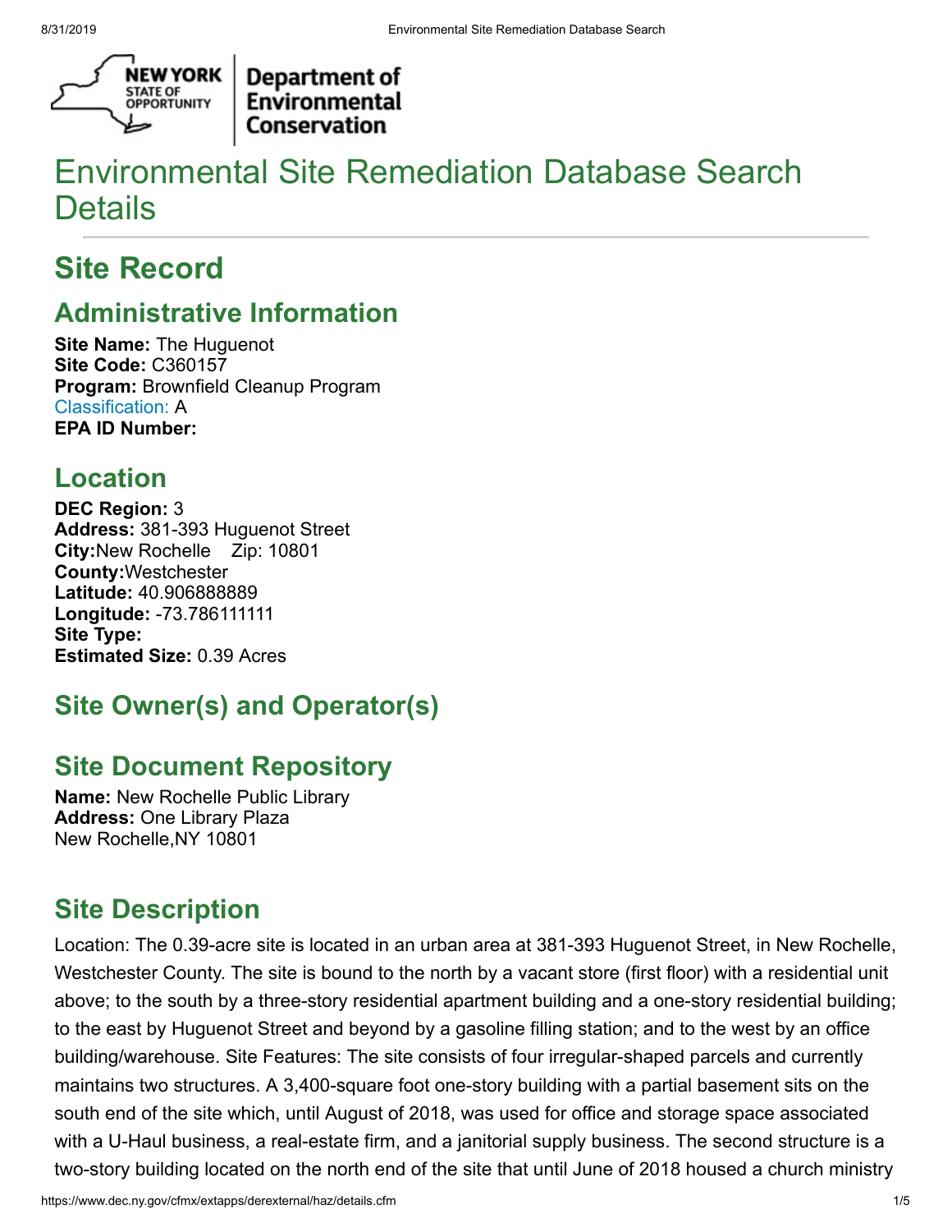# Environmental Site Remediation Database Search Details

## Site Record

### Administrative Information

**Site Name:** The Huguenot
**Site Code:** C360157
**Program:** Brownfield Cleanup Program
Classification: A
**EPA ID Number:**

### Location

**DEC Region:** 3
**Address:** 381-393 Huguenot Street
**City:**New Rochelle    Zip: 10801
**County:**Westchester
**Latitude:** 40.906888889
**Longitude:** -73.786111111
**Site Type:**
**Estimated Size:** 0.39 Acres

### Site Owner(s) and Operator(s)

### Site Document Repository

**Name:** New Rochelle Public Library
**Address:** One Library Plaza
New Rochelle,NY 10801

### Site Description

Location: The 0.39-acre site is located in an urban area at 381-393 Huguenot Street, in New Rochelle, Westchester County. The site is bound to the north by a vacant store (first floor) with a residential unit above; to the south by a three-story residential apartment building and a one-story residential building; to the east by Huguenot Street and beyond by a gasoline filling station; and to the west by an office building/warehouse. Site Features: The site consists of four irregular-shaped parcels and currently maintains two structures. A 3,400-square foot one-story building with a partial basement sits on the south end of the site which, until August of 2018, was used for office and storage space associated with a U-Haul business, a real-estate firm, and a janitorial supply business. The second structure is a two-story building located on the north end of the site that until June of 2018 housed a church ministry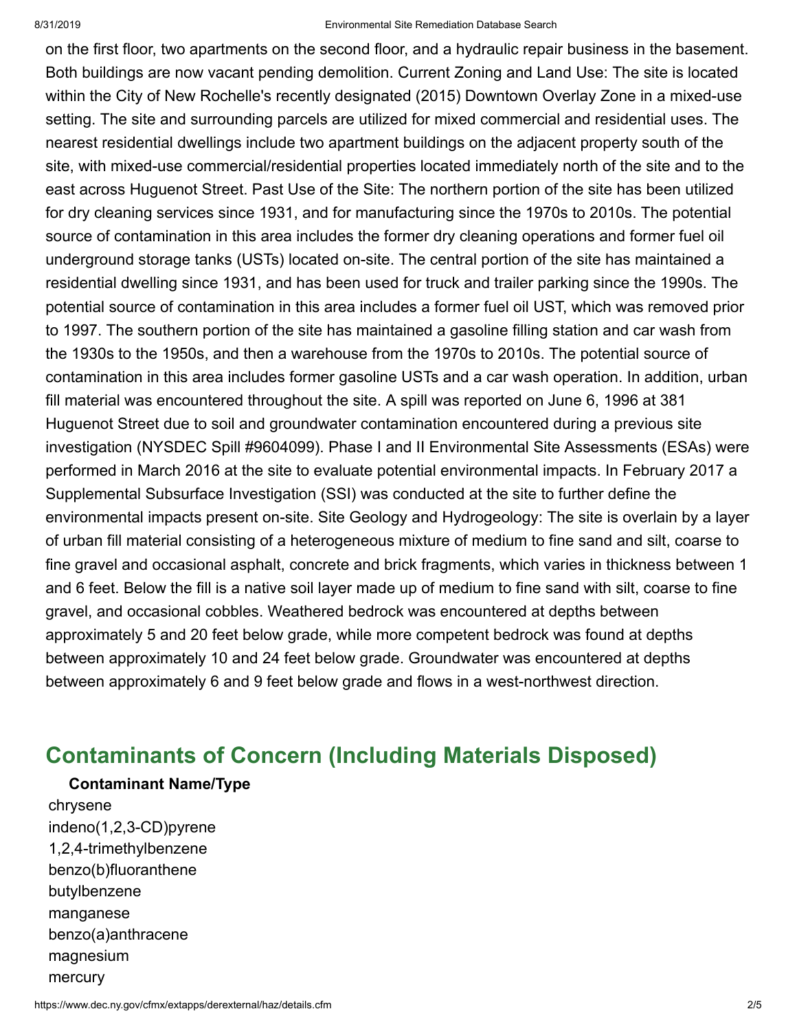on the first floor, two apartments on the second floor, and a hydraulic repair business in the basement. Both buildings are now vacant pending demolition. Current Zoning and Land Use: The site is located within the City of New Rochelle's recently designated (2015) Downtown Overlay Zone in a mixed-use setting. The site and surrounding parcels are utilized for mixed commercial and residential uses. The nearest residential dwellings include two apartment buildings on the adjacent property south of the site, with mixed-use commercial/residential properties located immediately north of the site and to the east across Huguenot Street. Past Use of the Site: The northern portion of the site has been utilized for dry cleaning services since 1931, and for manufacturing since the 1970s to 2010s. The potential source of contamination in this area includes the former dry cleaning operations and former fuel oil underground storage tanks (USTs) located on-site. The central portion of the site has maintained a residential dwelling since 1931, and has been used for truck and trailer parking since the 1990s. The potential source of contamination in this area includes a former fuel oil UST, which was removed prior to 1997. The southern portion of the site has maintained a gasoline filling station and car wash from the 1930s to the 1950s, and then a warehouse from the 1970s to 2010s. The potential source of contamination in this area includes former gasoline USTs and a car wash operation. In addition, urban fill material was encountered throughout the site. A spill was reported on June 6, 1996 at 381 Huguenot Street due to soil and groundwater contamination encountered during a previous site investigation (NYSDEC Spill #9604099). Phase I and II Environmental Site Assessments (ESAs) were performed in March 2016 at the site to evaluate potential environmental impacts. In February 2017 a Supplemental Subsurface Investigation (SSI) was conducted at the site to further define the environmental impacts present on-site. Site Geology and Hydrogeology: The site is overlain by a layer of urban fill material consisting of a heterogeneous mixture of medium to fine sand and silt, coarse to fine gravel and occasional asphalt, concrete and brick fragments, which varies in thickness between 1 and 6 feet. Below the fill is a native soil layer made up of medium to fine sand with silt, coarse to fine gravel, and occasional cobbles. Weathered bedrock was encountered at depths between approximately 5 and 20 feet below grade, while more competent bedrock was found at depths between approximately 10 and 24 feet below grade. Groundwater was encountered at depths between approximately 6 and 9 feet below grade and flows in a west-northwest direction.

## Contaminants of Concern (Including Materials Disposed)

**Contaminant Name/Type**

chrysene
indeno(1,2,3-CD)pyrene
1,2,4-trimethylbenzene
benzo(b)fluoranthene
butylbenzene
manganese
benzo(a)anthracene
magnesium
mercury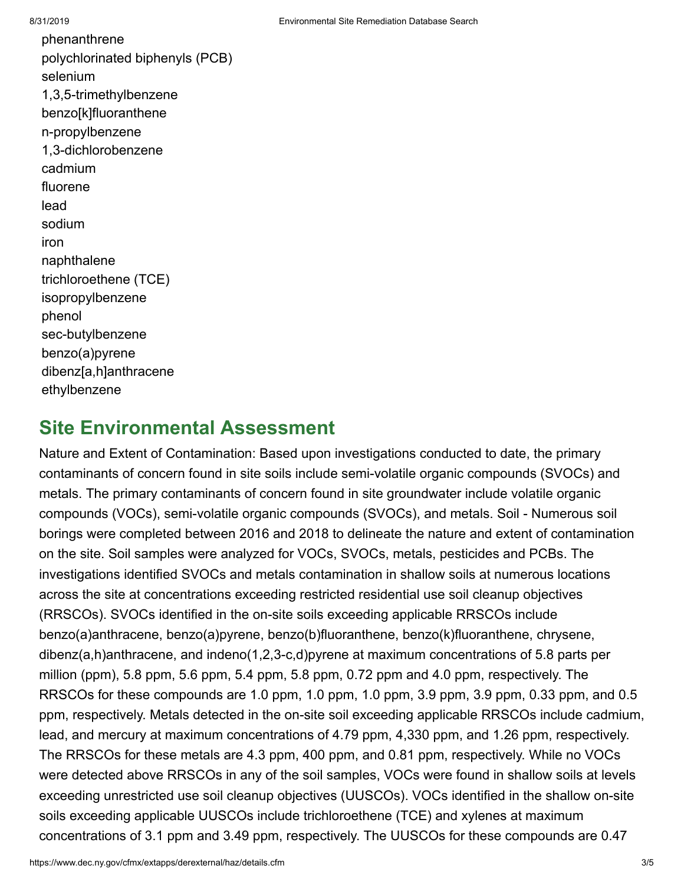phenanthrene
polychlorinated biphenyls (PCB)
selenium
1,3,5-trimethylbenzene
benzo[k]fluoranthene
n-propylbenzene
1,3-dichlorobenzene
cadmium
fluorene
lead
sodium
iron
naphthalene
trichloroethene (TCE)
isopropylbenzene
phenol
sec-butylbenzene
benzo(a)pyrene
dibenz[a,h]anthracene
ethylbenzene

## Site Environmental Assessment

Nature and Extent of Contamination: Based upon investigations conducted to date, the primary contaminants of concern found in site soils include semi-volatile organic compounds (SVOCs) and metals. The primary contaminants of concern found in site groundwater include volatile organic compounds (VOCs), semi-volatile organic compounds (SVOCs), and metals. Soil - Numerous soil borings were completed between 2016 and 2018 to delineate the nature and extent of contamination on the site. Soil samples were analyzed for VOCs, SVOCs, metals, pesticides and PCBs. The investigations identified SVOCs and metals contamination in shallow soils at numerous locations across the site at concentrations exceeding restricted residential use soil cleanup objectives (RRSCOs). SVOCs identified in the on-site soils exceeding applicable RRSCOs include benzo(a)anthracene, benzo(a)pyrene, benzo(b)fluoranthene, benzo(k)fluoranthene, chrysene, dibenz(a,h)anthracene, and indeno(1,2,3-c,d)pyrene at maximum concentrations of 5.8 parts per million (ppm), 5.8 ppm, 5.6 ppm, 5.4 ppm, 5.8 ppm, 0.72 ppm and 4.0 ppm, respectively. The RRSCOs for these compounds are 1.0 ppm, 1.0 ppm, 1.0 ppm, 3.9 ppm, 3.9 ppm, 0.33 ppm, and 0.5 ppm, respectively. Metals detected in the on-site soil exceeding applicable RRSCOs include cadmium, lead, and mercury at maximum concentrations of 4.79 ppm, 4,330 ppm, and 1.26 ppm, respectively. The RRSCOs for these metals are 4.3 ppm, 400 ppm, and 0.81 ppm, respectively. While no VOCs were detected above RRSCOs in any of the soil samples, VOCs were found in shallow soils at levels exceeding unrestricted use soil cleanup objectives (UUSCOs). VOCs identified in the shallow on-site soils exceeding applicable UUSCOs include trichloroethene (TCE) and xylenes at maximum concentrations of 3.1 ppm and 3.49 ppm, respectively. The UUSCOs for these compounds are 0.47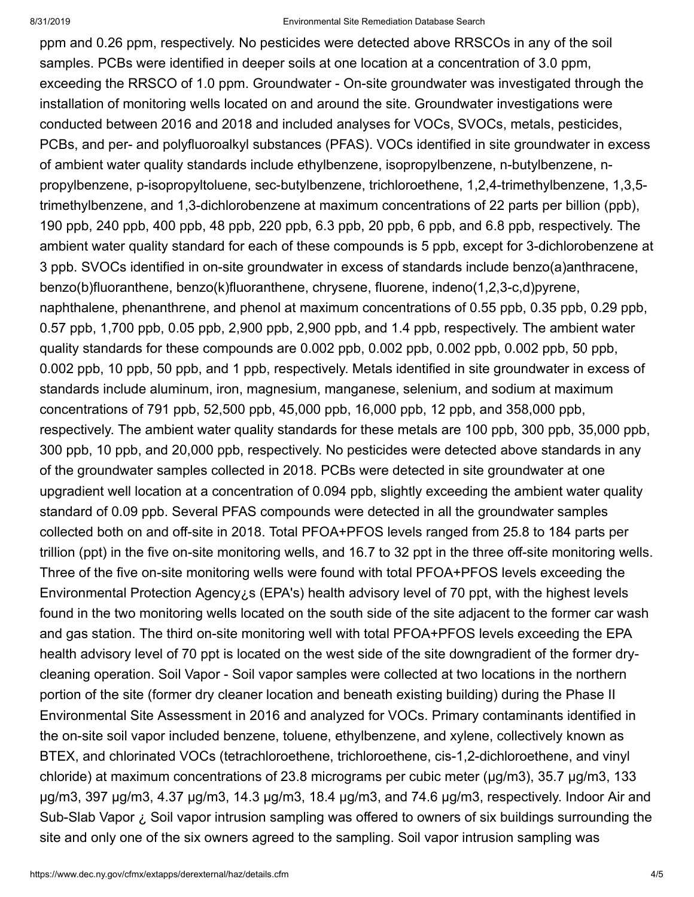ppm and 0.26 ppm, respectively. No pesticides were detected above RRSCOs in any of the soil samples. PCBs were identified in deeper soils at one location at a concentration of 3.0 ppm, exceeding the RRSCO of 1.0 ppm. Groundwater - On-site groundwater was investigated through the installation of monitoring wells located on and around the site. Groundwater investigations were conducted between 2016 and 2018 and included analyses for VOCs, SVOCs, metals, pesticides, PCBs, and per- and polyfluoroalkyl substances (PFAS). VOCs identified in site groundwater in excess of ambient water quality standards include ethylbenzene, isopropylbenzene, n-butylbenzene, n-propylbenzene, p-isopropyltoluene, sec-butylbenzene, trichloroethene, 1,2,4-trimethylbenzene, 1,3,5-trimethylbenzene, and 1,3-dichlorobenzene at maximum concentrations of 22 parts per billion (ppb), 190 ppb, 240 ppb, 400 ppb, 48 ppb, 220 ppb, 6.3 ppb, 20 ppb, 6 ppb, and 6.8 ppb, respectively. The ambient water quality standard for each of these compounds is 5 ppb, except for 3-dichlorobenzene at 3 ppb. SVOCs identified in on-site groundwater in excess of standards include benzo(a)anthracene, benzo(b)fluoranthene, benzo(k)fluoranthene, chrysene, fluorene, indeno(1,2,3-c,d)pyrene, naphthalene, phenanthrene, and phenol at maximum concentrations of 0.55 ppb, 0.35 ppb, 0.29 ppb, 0.57 ppb, 1,700 ppb, 0.05 ppb, 2,900 ppb, 2,900 ppb, and 1.4 ppb, respectively. The ambient water quality standards for these compounds are 0.002 ppb, 0.002 ppb, 0.002 ppb, 0.002 ppb, 50 ppb, 0.002 ppb, 10 ppb, 50 ppb, and 1 ppb, respectively. Metals identified in site groundwater in excess of standards include aluminum, iron, magnesium, manganese, selenium, and sodium at maximum concentrations of 791 ppb, 52,500 ppb, 45,000 ppb, 16,000 ppb, 12 ppb, and 358,000 ppb, respectively. The ambient water quality standards for these metals are 100 ppb, 300 ppb, 35,000 ppb, 300 ppb, 10 ppb, and 20,000 ppb, respectively. No pesticides were detected above standards in any of the groundwater samples collected in 2018. PCBs were detected in site groundwater at one upgradient well location at a concentration of 0.094 ppb, slightly exceeding the ambient water quality standard of 0.09 ppb. Several PFAS compounds were detected in all the groundwater samples collected both on and off-site in 2018. Total PFOA+PFOS levels ranged from 25.8 to 184 parts per trillion (ppt) in the five on-site monitoring wells, and 16.7 to 32 ppt in the three off-site monitoring wells. Three of the five on-site monitoring wells were found with total PFOA+PFOS levels exceeding the Environmental Protection Agency¿s (EPA's) health advisory level of 70 ppt, with the highest levels found in the two monitoring wells located on the south side of the site adjacent to the former car wash and gas station. The third on-site monitoring well with total PFOA+PFOS levels exceeding the EPA health advisory level of 70 ppt is located on the west side of the site downgradient of the former dry-cleaning operation. Soil Vapor - Soil vapor samples were collected at two locations in the northern portion of the site (former dry cleaner location and beneath existing building) during the Phase II Environmental Site Assessment in 2016 and analyzed for VOCs. Primary contaminants identified in the on-site soil vapor included benzene, toluene, ethylbenzene, and xylene, collectively known as BTEX, and chlorinated VOCs (tetrachloroethene, trichloroethene, cis-1,2-dichloroethene, and vinyl chloride) at maximum concentrations of 23.8 micrograms per cubic meter (µg/m3), 35.7 µg/m3, 133 µg/m3, 397 µg/m3, 4.37 µg/m3, 14.3 µg/m3, 18.4 µg/m3, and 74.6 µg/m3, respectively. Indoor Air and Sub-Slab Vapor ¿ Soil vapor intrusion sampling was offered to owners of six buildings surrounding the site and only one of the six owners agreed to the sampling. Soil vapor intrusion sampling was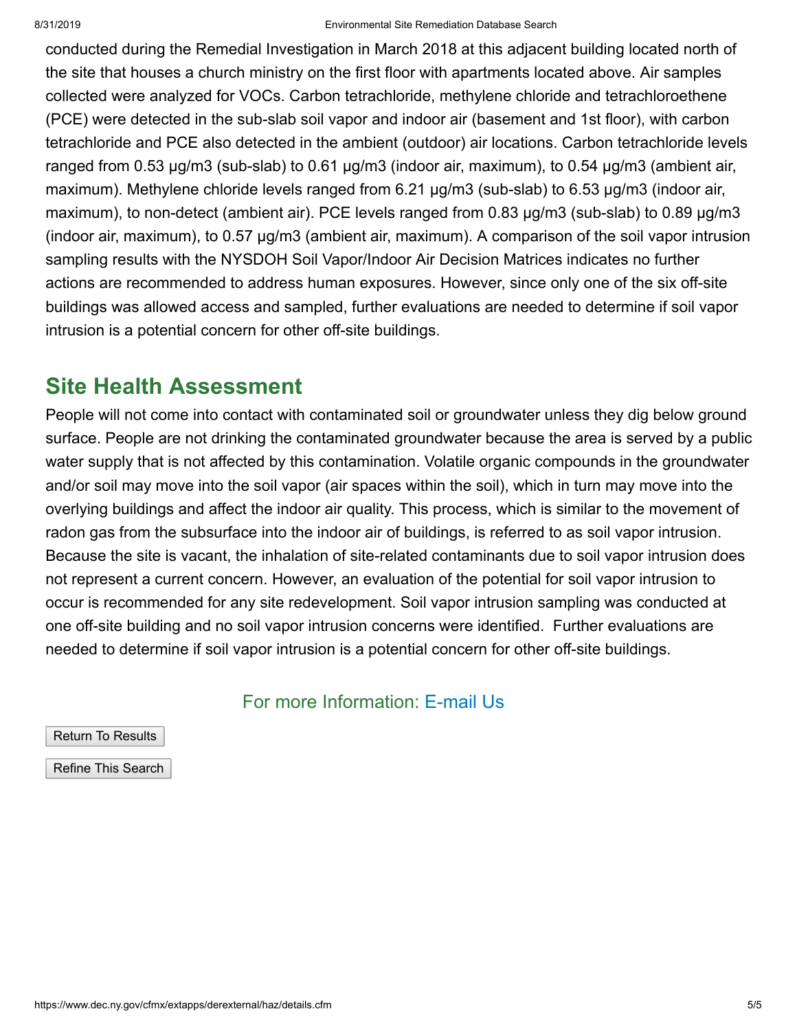conducted during the Remedial Investigation in March 2018 at this adjacent building located north of the site that houses a church ministry on the first floor with apartments located above. Air samples collected were analyzed for VOCs. Carbon tetrachloride, methylene chloride and tetrachloroethene (PCE) were detected in the sub-slab soil vapor and indoor air (basement and 1st floor), with carbon tetrachloride and PCE also detected in the ambient (outdoor) air locations. Carbon tetrachloride levels ranged from 0.53 µg/m3 (sub-slab) to 0.61 µg/m3 (indoor air, maximum), to 0.54 µg/m3 (ambient air, maximum). Methylene chloride levels ranged from 6.21 µg/m3 (sub-slab) to 6.53 µg/m3 (indoor air, maximum), to non-detect (ambient air). PCE levels ranged from 0.83 µg/m3 (sub-slab) to 0.89 µg/m3 (indoor air, maximum), to 0.57 µg/m3 (ambient air, maximum). A comparison of the soil vapor intrusion sampling results with the NYSDOH Soil Vapor/Indoor Air Decision Matrices indicates no further actions are recommended to address human exposures. However, since only one of the six off-site buildings was allowed access and sampled, further evaluations are needed to determine if soil vapor intrusion is a potential concern for other off-site buildings.

## Site Health Assessment

People will not come into contact with contaminated soil or groundwater unless they dig below ground surface. People are not drinking the contaminated groundwater because the area is served by a public water supply that is not affected by this contamination. Volatile organic compounds in the groundwater and/or soil may move into the soil vapor (air spaces within the soil), which in turn may move into the overlying buildings and affect the indoor air quality. This process, which is similar to the movement of radon gas from the subsurface into the indoor air of buildings, is referred to as soil vapor intrusion. Because the site is vacant, the inhalation of site-related contaminants due to soil vapor intrusion does not represent a current concern. However, an evaluation of the potential for soil vapor intrusion to occur is recommended for any site redevelopment. Soil vapor intrusion sampling was conducted at one off-site building and no soil vapor intrusion concerns were identified. Further evaluations are needed to determine if soil vapor intrusion is a potential concern for other off-site buildings.

For more Information: E-mail Us

Return To Results

Refine This Search